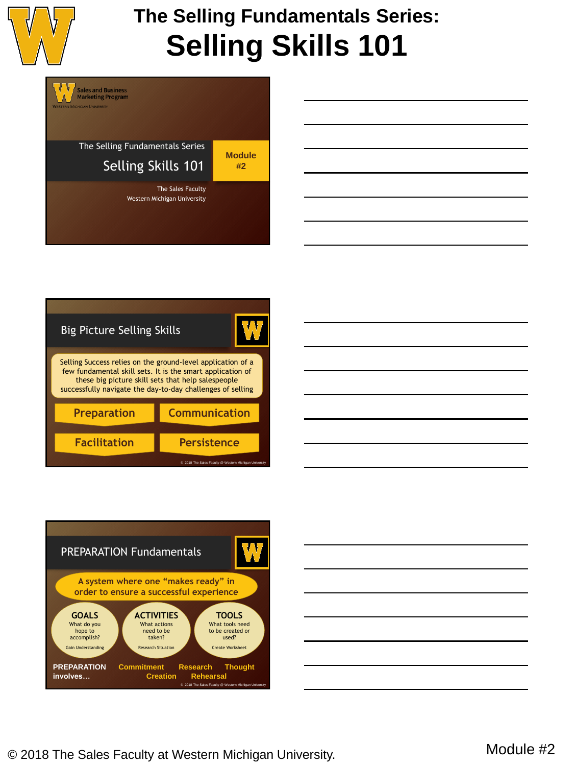# The Selling Fundamentals Series: Selling Skills 101

Sales and Business Marketing Program

Western Michigan University

The Selling Fundamentals Series

Selling Skills 101

Module #2

The Sales Faculty

Western Michigan University

## Big Picture Selling Skills

Selling Success relies on the ground-level application of a few fundamental skill sets. It is the smart application of these big picture skill sets that help salespeople successfully navigate the day-to-day challenges of selling

- Preparation
- Communication
- Facilitation
- Persistence

© 2018 The Sales Faculty @ Western Michigan University

## PREPARATION Fundamentals

A system where one "makes ready" in order to ensure a successful experience

**GOALS**
What do you hope to accomplish?
Gain Understanding

**ACTIVITIES**
What actions need to be taken?
Research Situation

**TOOLS**
What tools need to be created or used?
Create Worksheet

**PREPARATION involves…** Commitment, Research, Thought, Creation, Rehearsal

© 2018 The Sales Faculty @ Western Michigan University

© 2018 The Sales Faculty at Western Michigan University.

Module #2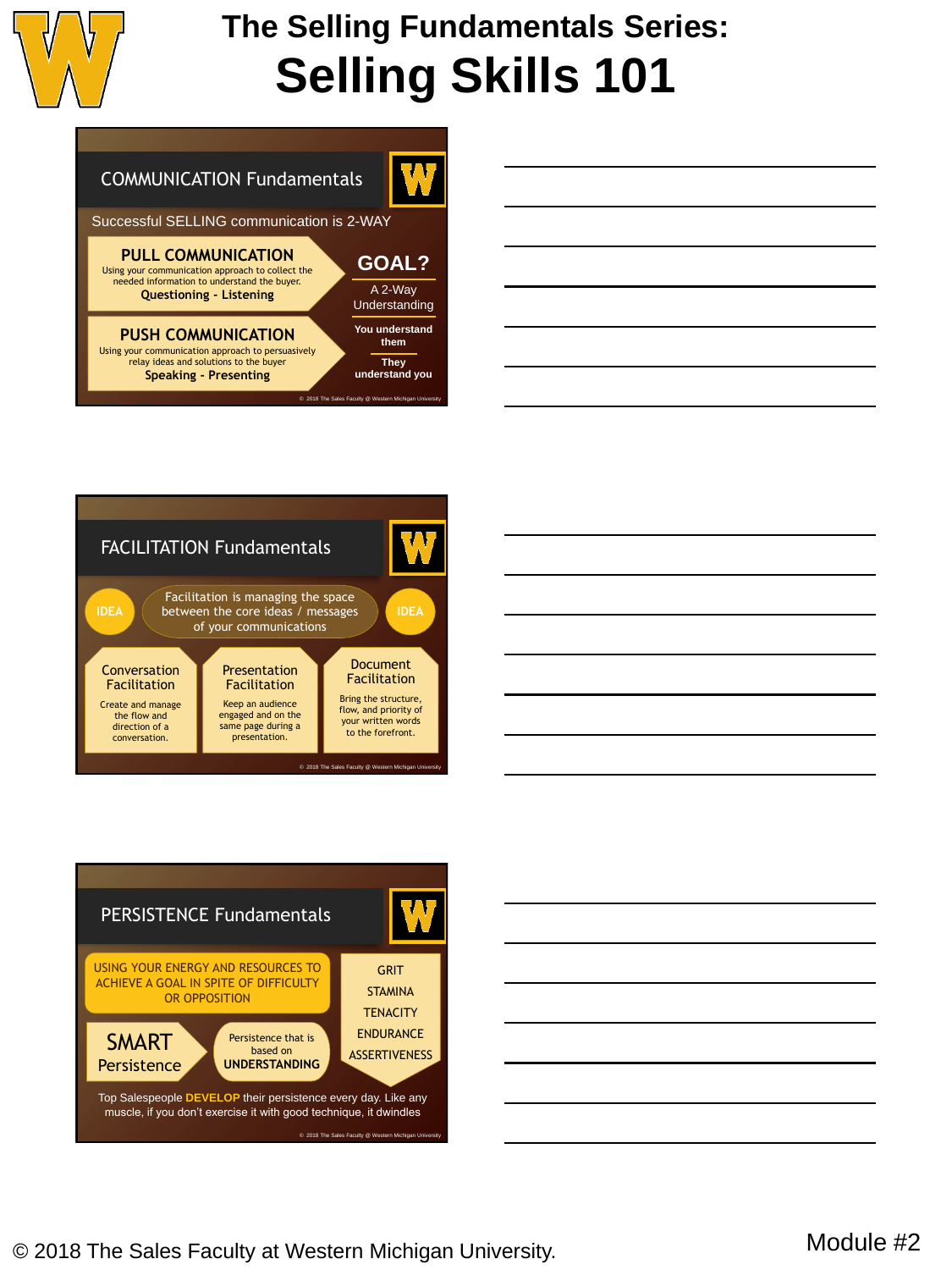# The Selling Fundamentals Series: Selling Skills 101

## COMMUNICATION Fundamentals

Successful SELLING communication is 2-WAY

**PULL COMMUNICATION**
Using your communication approach to collect the needed information to understand the buyer.
**Questioning - Listening**

**PUSH COMMUNICATION**
Using your communication approach to persuasively relay ideas and solutions to the buyer
**Speaking - Presenting**

**GOAL?**
A 2-Way Understanding

**You understand them**

**They understand you**

© 2018 The Sales Faculty @ Western Michigan University

## FACILITATION Fundamentals

IDEA — Facilitation is managing the space between the core ideas / messages of your communications — IDEA

**Conversation Facilitation**
Create and manage the flow and direction of a conversation.

**Presentation Facilitation**
Keep an audience engaged and on the same page during a presentation.

**Document Facilitation**
Bring the structure, flow, and priority of your written words to the forefront.

© 2018 The Sales Faculty @ Western Michigan University

## PERSISTENCE Fundamentals

USING YOUR ENERGY AND RESOURCES TO ACHIEVE A GOAL IN SPITE OF DIFFICULTY OR OPPOSITION

- GRIT
- STAMINA
- TENACITY
- ENDURANCE
- ASSERTIVENESS

**SMART Persistence** — Persistence that is based on **UNDERSTANDING**

Top Salespeople **DEVELOP** their persistence every day. Like any muscle, if you don't exercise it with good technique, it dwindles

© 2018 The Sales Faculty @ Western Michigan University

© 2018 The Sales Faculty at Western Michigan University.

Module #2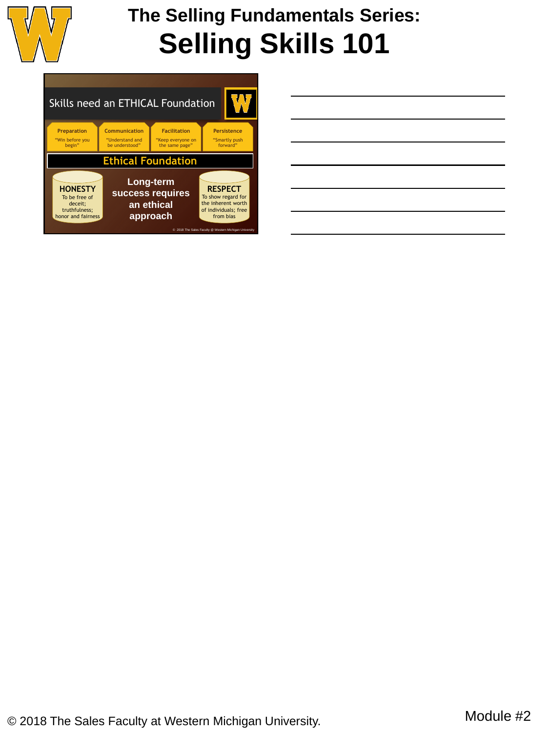# The Selling Fundamentals Series:
# Selling Skills 101

## Skills need an ETHICAL Foundation

| Preparation | Communication | Facilitation | Persistence |
|---|---|---|---|
| "Win before you begin" | "Understand and be understood" | "Keep everyone on the same page" | "Smartly push forward" |

**Ethical Foundation**

**HONESTY**
To be free of deceit; truthfulness; honor and fairness

**Long-term success requires an ethical approach**

**RESPECT**
To show regard for the inherent worth of individuals; free from bias

© 2018 The Sales Faculty @ Western Michigan University

______________________________

______________________________

______________________________

______________________________

______________________________

______________________________

______________________________

© 2018 The Sales Faculty at Western Michigan University.

Module #2